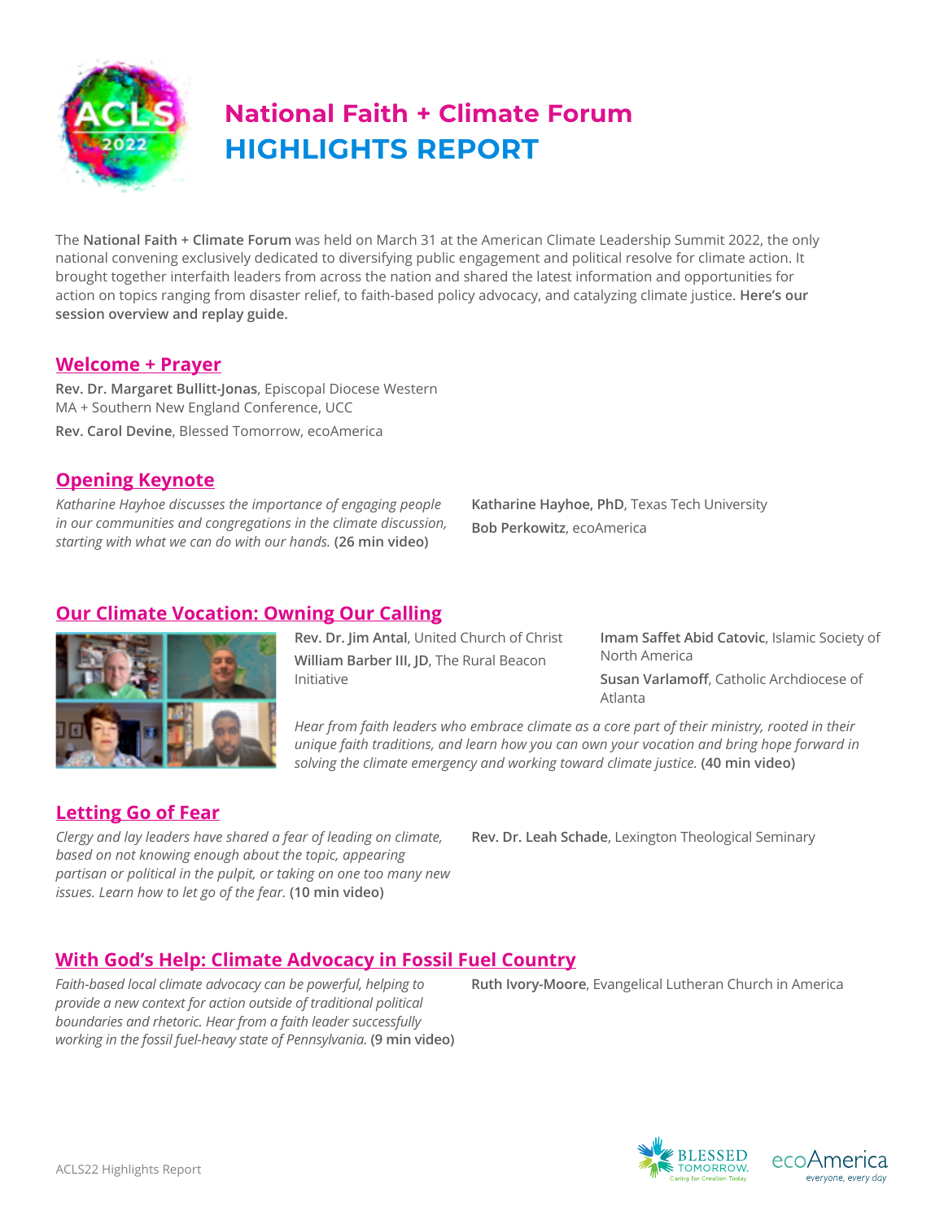# National Faith + Climate Forum
# HIGHLIGHTS REPORT

The **National Faith + Climate Forum** was held on March 31 at the American Climate Leadership Summit 2022, the only national convening exclusively dedicated to diversifying public engagement and political resolve for climate action. It brought together interfaith leaders from across the nation and shared the latest information and opportunities for action on topics ranging from disaster relief, to faith-based policy advocacy, and catalyzing climate justice. **Here's our session overview and replay guide.**

## Welcome + Prayer

**Rev. Dr. Margaret Bullitt-Jonas**, Episcopal Diocese Western MA + Southern New England Conference, UCC

**Rev. Carol Devine**, Blessed Tomorrow, ecoAmerica

## Opening Keynote

*Katharine Hayhoe discusses the importance of engaging people in our communities and congregations in the climate discussion, starting with what we can do with our hands.* **(26 min video)**

**Katharine Hayhoe, PhD**, Texas Tech University

**Bob Perkowitz**, ecoAmerica

## Our Climate Vocation: Owning Our Calling

**Rev. Dr. Jim Antal**, United Church of Christ

**William Barber III, JD**, The Rural Beacon Initiative

**Imam Saffet Abid Catovic**, Islamic Society of North America

**Susan Varlamoff**, Catholic Archdiocese of Atlanta

*Hear from faith leaders who embrace climate as a core part of their ministry, rooted in their unique faith traditions, and learn how you can own your vocation and bring hope forward in solving the climate emergency and working toward climate justice.* **(40 min video)**

## Letting Go of Fear

*Clergy and lay leaders have shared a fear of leading on climate, based on not knowing enough about the topic, appearing partisan or political in the pulpit, or taking on one too many new issues. Learn how to let go of the fear.* **(10 min video)**

**Rev. Dr. Leah Schade**, Lexington Theological Seminary

## With God's Help: Climate Advocacy in Fossil Fuel Country

*Faith-based local climate advocacy can be powerful, helping to provide a new context for action outside of traditional political boundaries and rhetoric. Hear from a faith leader successfully working in the fossil fuel-heavy state of Pennsylvania.* **(9 min video)**

**Ruth Ivory-Moore**, Evangelical Lutheran Church in America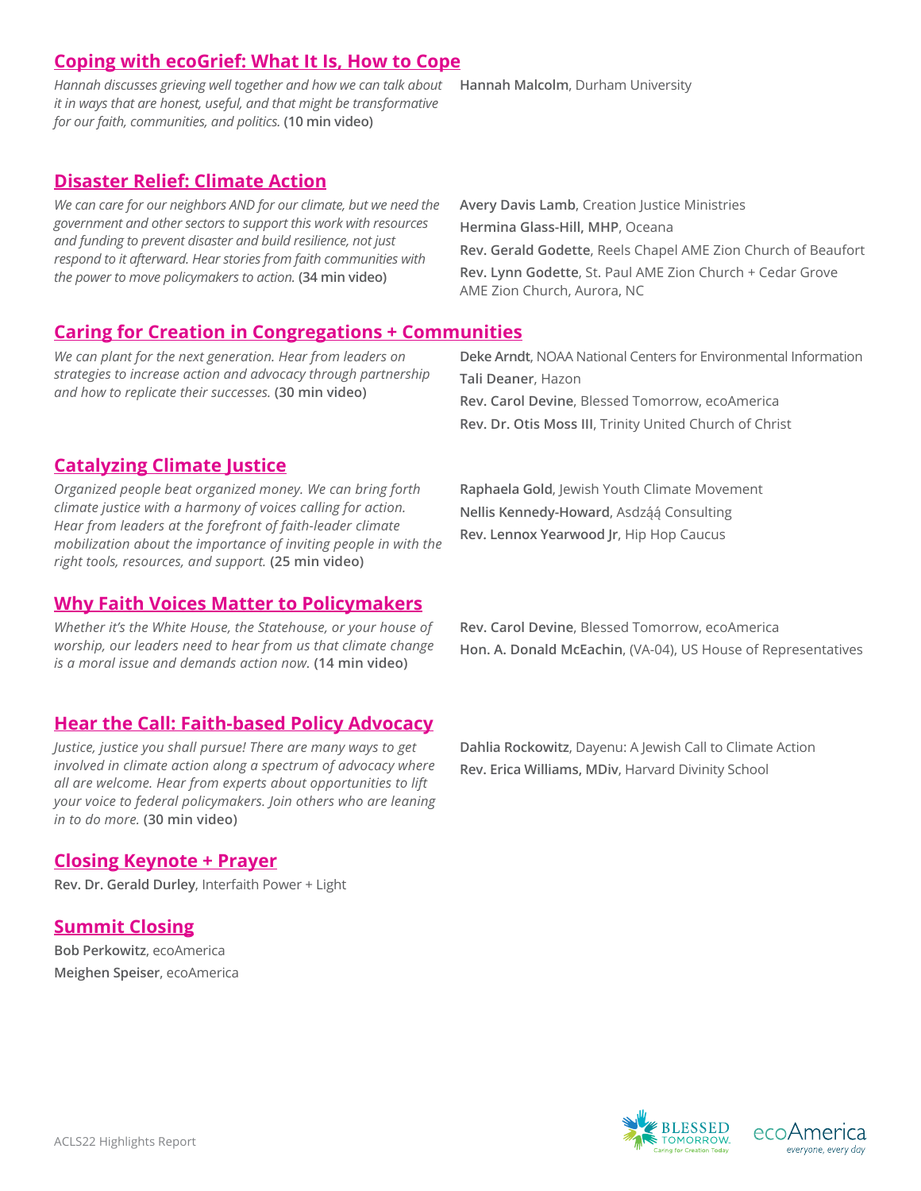## Coping with ecoGrief: What It Is, How to Cope

*Hannah discusses grieving well together and how we can talk about it in ways that are honest, useful, and that might be transformative for our faith, communities, and politics.* **(10 min video)**

**Hannah Malcolm**, Durham University

## Disaster Relief: Climate Action

*We can care for our neighbors AND for our climate, but we need the government and other sectors to support this work with resources and funding to prevent disaster and build resilience, not just respond to it afterward. Hear stories from faith communities with the power to move policymakers to action.* **(34 min video)**

**Avery Davis Lamb**, Creation Justice Ministries
**Hermina Glass-Hill, MHP**, Oceana
**Rev. Gerald Godette**, Reels Chapel AME Zion Church of Beaufort
**Rev. Lynn Godette**, St. Paul AME Zion Church + Cedar Grove AME Zion Church, Aurora, NC

## Caring for Creation in Congregations + Communities

*We can plant for the next generation. Hear from leaders on strategies to increase action and advocacy through partnership and how to replicate their successes.* **(30 min video)**

**Deke Arndt**, NOAA National Centers for Environmental Information
**Tali Deaner**, Hazon
**Rev. Carol Devine**, Blessed Tomorrow, ecoAmerica
**Rev. Dr. Otis Moss III**, Trinity United Church of Christ

## Catalyzing Climate Justice

*Organized people beat organized money. We can bring forth climate justice with a harmony of voices calling for action. Hear from leaders at the forefront of faith-leader climate mobilization about the importance of inviting people in with the right tools, resources, and support.* **(25 min video)**

**Raphaela Gold**, Jewish Youth Climate Movement
**Nellis Kennedy-Howard**, Asdzą́ą́ Consulting
**Rev. Lennox Yearwood Jr**, Hip Hop Caucus

## Why Faith Voices Matter to Policymakers

*Whether it's the White House, the Statehouse, or your house of worship, our leaders need to hear from us that climate change is a moral issue and demands action now.* **(14 min video)**

**Rev. Carol Devine**, Blessed Tomorrow, ecoAmerica
**Hon. A. Donald McEachin**, (VA-04), US House of Representatives

## Hear the Call: Faith-based Policy Advocacy

*Justice, justice you shall pursue! There are many ways to get involved in climate action along a spectrum of advocacy where all are welcome. Hear from experts about opportunities to lift your voice to federal policymakers. Join others who are leaning in to do more.* **(30 min video)**

**Dahlia Rockowitz**, Dayenu: A Jewish Call to Climate Action
**Rev. Erica Williams, MDiv**, Harvard Divinity School

## Closing Keynote + Prayer

**Rev. Dr. Gerald Durley**, Interfaith Power + Light

## Summit Closing

**Bob Perkowitz**, ecoAmerica
**Meighen Speiser**, ecoAmerica